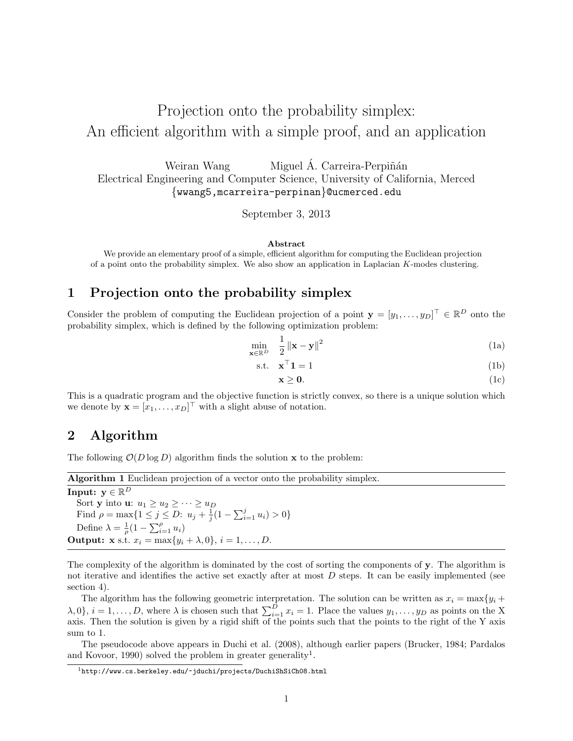# Projection onto the probability simplex: An efficient algorithm with a simple proof, and an application

Weiran Wang Miguel Á. Carreira-Perpiñán

Electrical Engineering and Computer Science, University of California, Merced

{wwang5,mcarreira-perpinan}@ucmerced.edu

September 3, 2013

**Abstract**

We provide an elementary proof of a simple, efficient algorithm for computing the Euclidean projection of a point onto the probability simplex. We also show an application in Laplacian $K$-modes clustering.

## 1 Projection onto the probability simplex

Consider the problem of computing the Euclidean projection of a point $\mathbf{y} = [y_1, \dots, y_D]^\top \in \mathbb{R}^D$ onto the probability simplex, which is defined by the following optimization problem:

$$\min_{\mathbf{x} \in \mathbb{R}^D} \quad \frac{1}{2} \left\| \mathbf{x} - \mathbf{y} \right\|^2 \tag{1a}$$

$$\text{s.t.} \quad \mathbf{x}^\top \mathbf{1} = 1 \tag{1b}$$

$$\mathbf{x} \geq \mathbf{0}. \tag{1c}$$

This is a quadratic program and the objective function is strictly convex, so there is a unique solution which we denote by $\mathbf{x} = [x_1, \dots, x_D]^\top$ with a slight abuse of notation.

## 2 Algorithm

The following $\mathcal{O}(D \log D)$ algorithm finds the solution $\mathbf{x}$ to the problem:

---

**Algorithm 1** Euclidean projection of a vector onto the probability simplex.

---

**Input:** $\mathbf{y} \in \mathbb{R}^D$

Sort $\mathbf{y}$ into $\mathbf{u}$: $u_1 \geq u_2 \geq \cdots \geq u_D$

Find $\rho = \max\{1 \leq j \leq D\colon\ u_j + \frac{1}{j}(1 - \sum_{i=1}^{j} u_i) > 0\}$

Define $\lambda = \frac{1}{\rho}(1 - \sum_{i=1}^{\rho} u_i)$

**Output:** $\mathbf{x}$ s.t. $x_i = \max\{y_i + \lambda, 0\}$, $i = 1, \dots, D$.

---

The complexity of the algorithm is dominated by the cost of sorting the components of $\mathbf{y}$. The algorithm is not iterative and identifies the active set exactly after at most $D$ steps. It can be easily implemented (see section 4).

The algorithm has the following geometric interpretation. The solution can be written as $x_i = \max\{y_i + \lambda, 0\}$, $i = 1, \dots, D$, where $\lambda$ is chosen such that $\sum_{i=1}^{D} x_i = 1$. Place the values $y_1, \dots, y_D$ as points on the X axis. Then the solution is given by a rigid shift of the points such that the points to the right of the Y axis sum to 1.

The pseudocode above appears in Duchi et al. (2008), although earlier papers (Brucker, 1984; Pardalos and Kovoor, 1990) solved the problem in greater generality[1].

[1] http://www.cs.berkeley.edu/~jduchi/projects/DuchiShSiCh08.html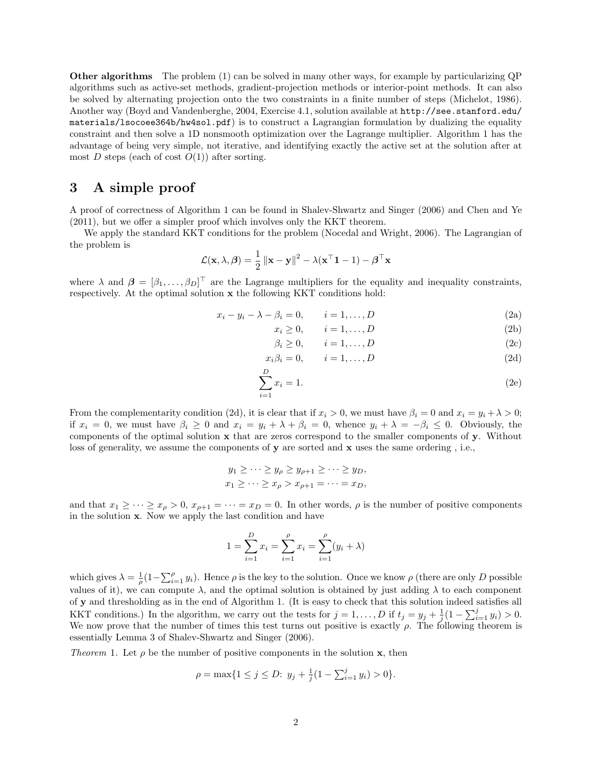**Other algorithms** The problem (1) can be solved in many other ways, for example by particularizing QP algorithms such as active-set methods, gradient-projection methods or interior-point methods. It can also be solved by alternating projection onto the two constraints in a finite number of steps (Michelot, 1986). Another way (Boyd and Vandenberghe, 2004, Exercise 4.1, solution available at `http://see.stanford.edu/materials/lsocoee364b/hw4sol.pdf`) is to construct a Lagrangian formulation by dualizing the equality constraint and then solve a 1D nonsmooth optimization over the Lagrange multiplier. Algorithm 1 has the advantage of being very simple, not iterative, and identifying exactly the active set at the solution after at most $D$ steps (each of cost $O(1)$) after sorting.

# 3 A simple proof

A proof of correctness of Algorithm 1 can be found in Shalev-Shwartz and Singer (2006) and Chen and Ye (2011), but we offer a simpler proof which involves only the KKT theorem.

We apply the standard KKT conditions for the problem (Nocedal and Wright, 2006). The Lagrangian of the problem is

$$\mathcal{L}(\mathbf{x}, \lambda, \boldsymbol{\beta}) = \frac{1}{2} \left\| \mathbf{x} - \mathbf{y} \right\|^2 - \lambda(\mathbf{x}^\top \mathbf{1} - 1) - \boldsymbol{\beta}^\top \mathbf{x}$$

where $\lambda$ and $\boldsymbol{\beta} = [\beta_1, \dots, \beta_D]^\top$ are the Lagrange multipliers for the equality and inequality constraints, respectively. At the optimal solution $\mathbf{x}$ the following KKT conditions hold:

$$x_i - y_i - \lambda - \beta_i = 0, \qquad i = 1, \dots, D \tag{2a}$$

$$x_i \geq 0, \qquad i = 1, \dots, D \tag{2b}$$

$$\beta_i \geq 0, \qquad i = 1, \dots, D \tag{2c}$$

$$x_i \beta_i = 0, \qquad i = 1, \dots, D \tag{2d}$$

$$\sum_{i=1}^{D} x_i = 1. \tag{2e}$$

From the complementarity condition (2d), it is clear that if $x_i > 0$, we must have $\beta_i = 0$ and $x_i = y_i + \lambda > 0$; if $x_i = 0$, we must have $\beta_i \geq 0$ and $x_i = y_i + \lambda + \beta_i = 0$, whence $y_i + \lambda = -\beta_i \leq 0$. Obviously, the components of the optimal solution $\mathbf{x}$ that are zeros correspond to the smaller components of $\mathbf{y}$. Without loss of generality, we assume the components of $\mathbf{y}$ are sorted and $\mathbf{x}$ uses the same ordering , i.e.,

$$y_1 \geq \cdots \geq y_\rho \geq y_{\rho+1} \geq \cdots \geq y_D,$$
$$x_1 \geq \cdots \geq x_\rho > x_{\rho+1} = \cdots = x_D,$$

and that $x_1 \geq \cdots \geq x_\rho > 0$, $x_{\rho+1} = \cdots = x_D = 0$. In other words, $\rho$ is the number of positive components in the solution $\mathbf{x}$. Now we apply the last condition and have

$$1 = \sum_{i=1}^{D} x_i = \sum_{i=1}^{\rho} x_i = \sum_{i=1}^{\rho} (y_i + \lambda)$$

which gives $\lambda = \frac{1}{\rho}(1 - \sum_{i=1}^{\rho} y_i)$. Hence $\rho$ is the key to the solution. Once we know $\rho$ (there are only $D$ possible values of it), we can compute $\lambda$, and the optimal solution is obtained by just adding $\lambda$ to each component of $\mathbf{y}$ and thresholding as in the end of Algorithm 1. (It is easy to check that this solution indeed satisfies all KKT conditions.) In the algorithm, we carry out the tests for $j = 1, \dots, D$ if $t_j = y_j + \frac{1}{j}(1 - \sum_{i=1}^{j} y_i) > 0$. We now prove that the number of times this test turns out positive is exactly $\rho$. The following theorem is essentially Lemma 3 of Shalev-Shwartz and Singer (2006).

*Theorem* 1. Let $\rho$ be the number of positive components in the solution $\mathbf{x}$, then

$$\rho = \max\{1 \leq j \leq D \colon\ y_j + \tfrac{1}{j}(1 - \textstyle\sum_{i=1}^{j} y_i) > 0\}.$$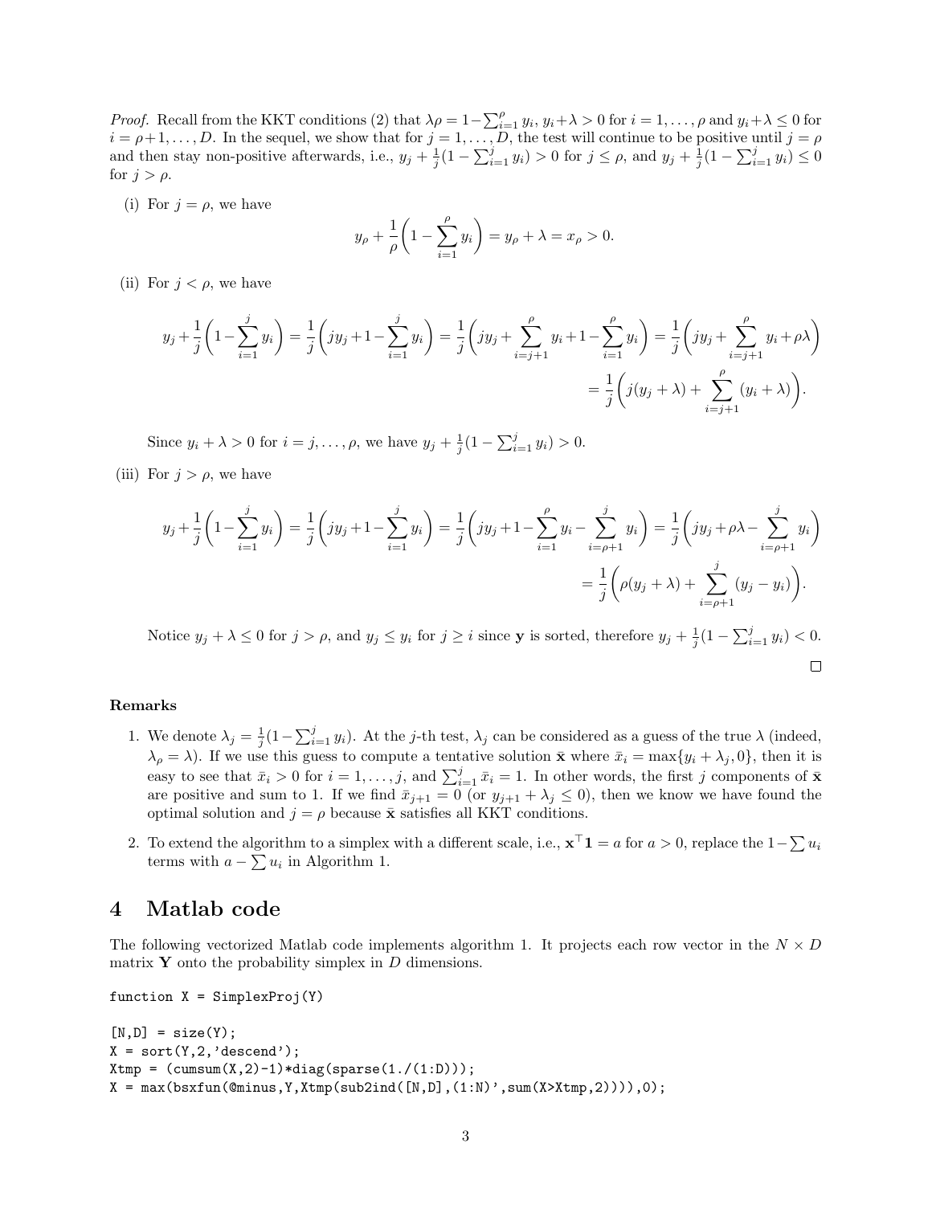*Proof.* Recall from the KKT conditions (2) that $\lambda\rho = 1-\sum_{i=1}^{\rho} y_i$, $y_i+\lambda > 0$ for $i = 1, \ldots, \rho$ and $y_i+\lambda \leq 0$ for $i = \rho+1, \ldots, D$. In the sequel, we show that for $j = 1, \ldots, D$, the test will continue to be positive until $j = \rho$ and then stay non-positive afterwards, i.e., $y_j + \frac{1}{j}(1 - \sum_{i=1}^{j} y_i) > 0$ for $j \leq \rho$, and $y_j + \frac{1}{j}(1 - \sum_{i=1}^{j} y_i) \leq 0$ for $j > \rho$.

(i) For $j = \rho$, we have

$$y_\rho + \frac{1}{\rho}\left(1 - \sum_{i=1}^{\rho} y_i\right) = y_\rho + \lambda = x_\rho > 0.$$

(ii) For $j < \rho$, we have

$$y_j + \frac{1}{j}\left(1 - \sum_{i=1}^{j} y_i\right) = \frac{1}{j}\left(jy_j + 1 - \sum_{i=1}^{j} y_i\right) = \frac{1}{j}\left(jy_j + \sum_{i=j+1}^{\rho} y_i + 1 - \sum_{i=1}^{\rho} y_i\right) = \frac{1}{j}\left(jy_j + \sum_{i=j+1}^{\rho} y_i + \rho\lambda\right)$$

$$= \frac{1}{j}\left(j(y_j + \lambda) + \sum_{i=j+1}^{\rho} (y_i + \lambda)\right).$$

Since $y_i + \lambda > 0$ for $i = j, \ldots, \rho$, we have $y_j + \frac{1}{j}(1 - \sum_{i=1}^{j} y_i) > 0$.

(iii) For $j > \rho$, we have

$$y_j + \frac{1}{j}\left(1 - \sum_{i=1}^{j} y_i\right) = \frac{1}{j}\left(jy_j + 1 - \sum_{i=1}^{j} y_i\right) = \frac{1}{j}\left(jy_j + 1 - \sum_{i=1}^{\rho} y_i - \sum_{i=\rho+1}^{j} y_i\right) = \frac{1}{j}\left(jy_j + \rho\lambda - \sum_{i=\rho+1}^{j} y_i\right)$$

$$= \frac{1}{j}\left(\rho(y_j + \lambda) + \sum_{i=\rho+1}^{j} (y_j - y_i)\right).$$

Notice $y_j + \lambda \leq 0$ for $j > \rho$, and $y_j \leq y_i$ for $j \geq i$ since $\mathbf{y}$ is sorted, therefore $y_j + \frac{1}{j}(1 - \sum_{i=1}^{j} y_i) < 0$.

□

**Remarks**

1. We denote $\lambda_j = \frac{1}{j}(1 - \sum_{i=1}^{j} y_i)$. At the $j$-th test, $\lambda_j$ can be considered as a guess of the true $\lambda$ (indeed, $\lambda_\rho = \lambda$). If we use this guess to compute a tentative solution $\bar{\mathbf{x}}$ where $\bar{x}_i = \max\{y_i + \lambda_j, 0\}$, then it is easy to see that $\bar{x}_i > 0$ for $i = 1, \ldots, j$, and $\sum_{i=1}^{j} \bar{x}_i = 1$. In other words, the first $j$ components of $\bar{\mathbf{x}}$ are positive and sum to 1. If we find $\bar{x}_{j+1} = 0$ (or $y_{j+1} + \lambda_j \leq 0$), then we know we have found the optimal solution and $j = \rho$ because $\bar{\mathbf{x}}$ satisfies all KKT conditions.

2. To extend the algorithm to a simplex with a different scale, i.e., $\mathbf{x}^\top \mathbf{1} = a$ for $a > 0$, replace the $1 - \sum u_i$ terms with $a - \sum u_i$ in Algorithm 1.

# 4 Matlab code

The following vectorized Matlab code implements algorithm 1. It projects each row vector in the $N \times D$ matrix $\mathbf{Y}$ onto the probability simplex in $D$ dimensions.

```
function X = SimplexProj(Y)

[N,D] = size(Y);
X = sort(Y,2,'descend');
Xtmp = (cumsum(X,2)-1)*diag(sparse(1./(1:D)));
X = max(bsxfun(@minus,Y,Xtmp(sub2ind([N,D],(1:N)',sum(X>Xtmp,2)))),0);
```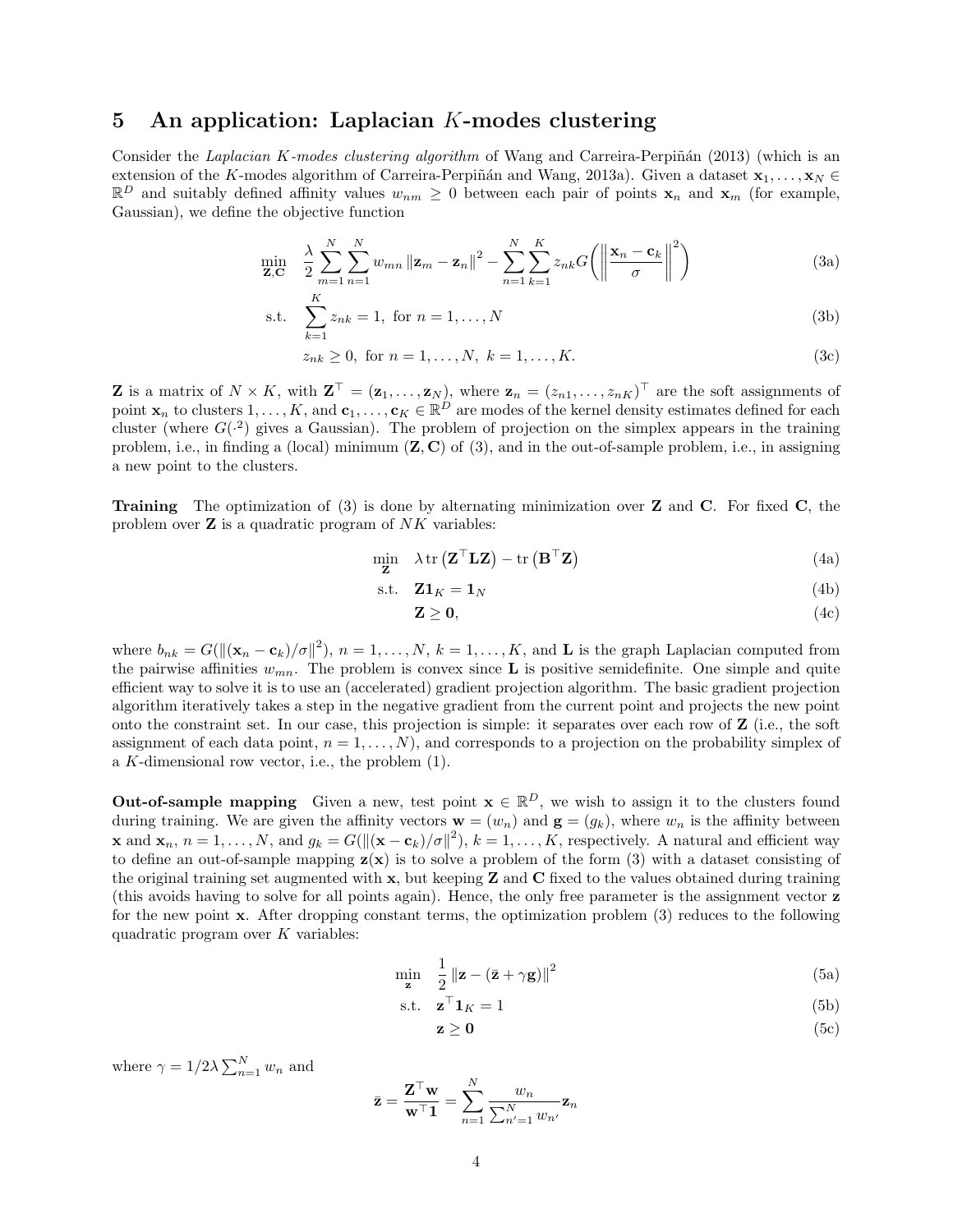## 5 An application: Laplacian $K$-modes clustering

Consider the *Laplacian K-modes clustering algorithm* of Wang and Carreira-Perpiñán (2013) (which is an extension of the $K$-modes algorithm of Carreira-Perpiñán and Wang, 2013a). Given a dataset $\mathbf{x}_1, \dots, \mathbf{x}_N \in \mathbb{R}^D$ and suitably defined affinity values $w_{nm} \geq 0$ between each pair of points $\mathbf{x}_n$ and $\mathbf{x}_m$ (for example, Gaussian), we define the objective function

$$
\begin{aligned}
\min_{\mathbf{Z},\mathbf{C}} \quad & \frac{\lambda}{2} \sum_{m=1}^{N} \sum_{n=1}^{N} w_{mn} \left\| \mathbf{z}_m - \mathbf{z}_n \right\|^2 - \sum_{n=1}^{N} \sum_{k=1}^{K} z_{nk} G\left( \left\| \frac{\mathbf{x}_n - \mathbf{c}_k}{\sigma} \right\|^2 \right) & \text{(3a)} \\
\text{s.t.} \quad & \sum_{k=1}^{K} z_{nk} = 1, \text{ for } n = 1, \dots, N & \text{(3b)} \\
& z_{nk} \geq 0, \text{ for } n = 1, \dots, N, \; k = 1, \dots, K. & \text{(3c)}
\end{aligned}
$$

$\mathbf{Z}$ is a matrix of $N \times K$, with $\mathbf{Z}^\top = (\mathbf{z}_1, \dots, \mathbf{z}_N)$, where $\mathbf{z}_n = (z_{n1}, \dots, z_{nK})^\top$ are the soft assignments of point $\mathbf{x}_n$ to clusters $1, \dots, K$, and $\mathbf{c}_1, \dots, \mathbf{c}_K \in \mathbb{R}^D$ are modes of the kernel density estimates defined for each cluster (where $G(\cdot^2)$ gives a Gaussian). The problem of projection on the simplex appears in the training problem, i.e., in finding a (local) minimum $(\mathbf{Z}, \mathbf{C})$ of (3), and in the out-of-sample problem, i.e., in assigning a new point to the clusters.

**Training** The optimization of (3) is done by alternating minimization over $\mathbf{Z}$ and $\mathbf{C}$. For fixed $\mathbf{C}$, the problem over $\mathbf{Z}$ is a quadratic program of $NK$ variables:

$$
\begin{aligned}
\min_{\mathbf{Z}} \quad & \lambda \operatorname{tr}\left( \mathbf{Z}^\top \mathbf{L} \mathbf{Z} \right) - \operatorname{tr}\left( \mathbf{B}^\top \mathbf{Z} \right) & \text{(4a)} \\
\text{s.t.} \quad & \mathbf{Z} \mathbf{1}_K = \mathbf{1}_N & \text{(4b)} \\
& \mathbf{Z} \geq \mathbf{0}, & \text{(4c)}
\end{aligned}
$$

where $b_{nk} = G(\|(\mathbf{x}_n - \mathbf{c}_k)/\sigma\|^2)$, $n = 1, \dots, N$, $k = 1, \dots, K$, and $\mathbf{L}$ is the graph Laplacian computed from the pairwise affinities $w_{mn}$. The problem is convex since $\mathbf{L}$ is positive semidefinite. One simple and quite efficient way to solve it is to use an (accelerated) gradient projection algorithm. The basic gradient projection algorithm iteratively takes a step in the negative gradient from the current point and projects the new point onto the constraint set. In our case, this projection is simple: it separates over each row of $\mathbf{Z}$ (i.e., the soft assignment of each data point, $n = 1, \dots, N$), and corresponds to a projection on the probability simplex of a $K$-dimensional row vector, i.e., the problem (1).

**Out-of-sample mapping** Given a new, test point $\mathbf{x} \in \mathbb{R}^D$, we wish to assign it to the clusters found during training. We are given the affinity vectors $\mathbf{w} = (w_n)$ and $\mathbf{g} = (g_k)$, where $w_n$ is the affinity between $\mathbf{x}$ and $\mathbf{x}_n$, $n = 1, \dots, N$, and $g_k = G(\|(\mathbf{x} - \mathbf{c}_k)/\sigma\|^2)$, $k = 1, \dots, K$, respectively. A natural and efficient way to define an out-of-sample mapping $\mathbf{z}(\mathbf{x})$ is to solve a problem of the form (3) with a dataset consisting of the original training set augmented with $\mathbf{x}$, but keeping $\mathbf{Z}$ and $\mathbf{C}$ fixed to the values obtained during training (this avoids having to solve for all points again). Hence, the only free parameter is the assignment vector $\mathbf{z}$ for the new point $\mathbf{x}$. After dropping constant terms, the optimization problem (3) reduces to the following quadratic program over $K$ variables:

$$
\begin{aligned}
\min_{\mathbf{z}} \quad & \frac{1}{2} \left\| \mathbf{z} - (\bar{\mathbf{z}} + \gamma \mathbf{g}) \right\|^2 & \text{(5a)} \\
\text{s.t.} \quad & \mathbf{z}^\top \mathbf{1}_K = 1 & \text{(5b)} \\
& \mathbf{z} \geq \mathbf{0} & \text{(5c)}
\end{aligned}
$$

where $\gamma = 1/2\lambda \sum_{n=1}^{N} w_n$ and

$$
\bar{\mathbf{z}} = \frac{\mathbf{Z}^\top \mathbf{w}}{\mathbf{w}^\top \mathbf{1}} = \sum_{n=1}^{N} \frac{w_n}{\sum_{n'=1}^{N} w_{n'}} \mathbf{z}_n
$$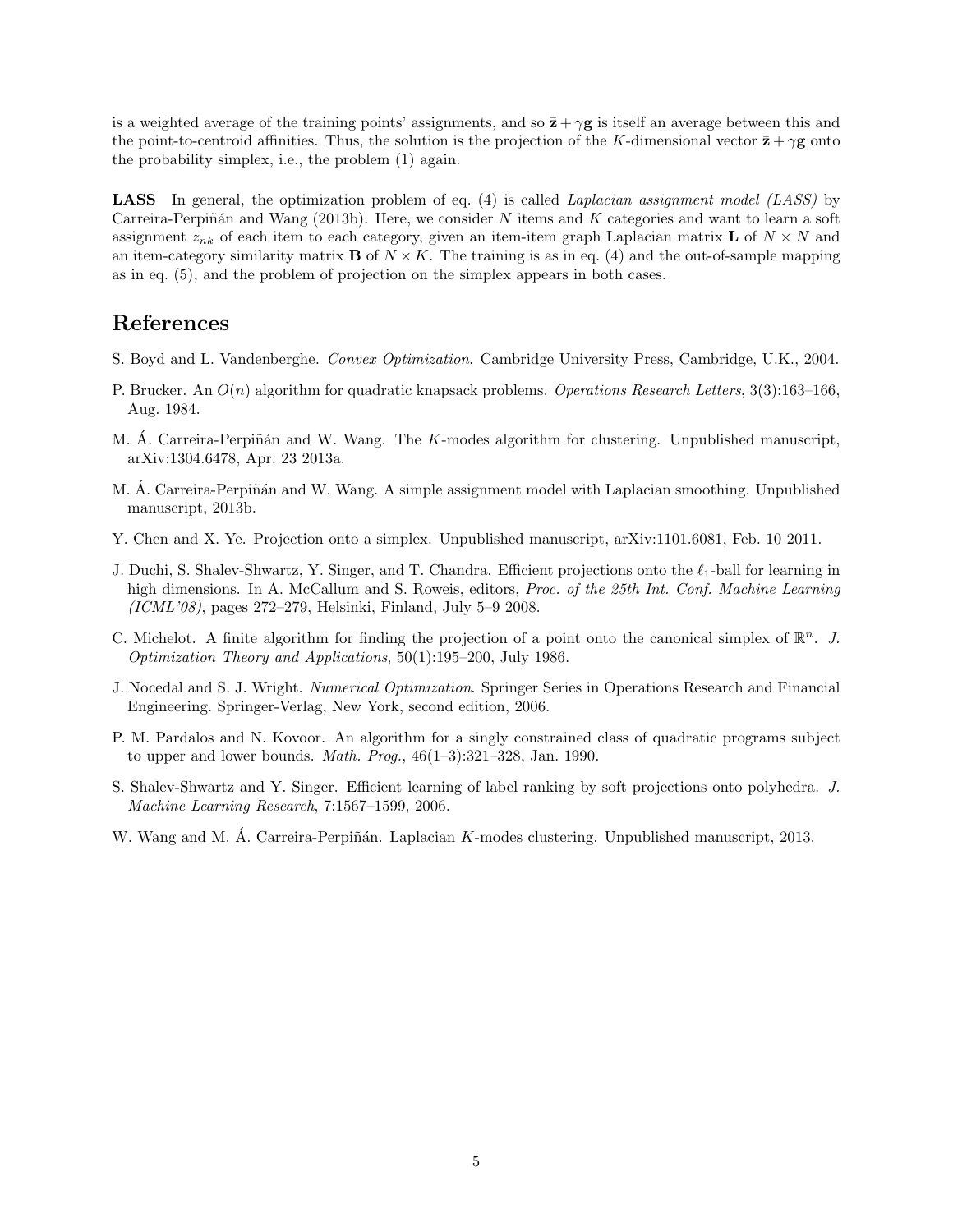is a weighted average of the training points' assignments, and so $\bar{\mathbf{z}} + \gamma\mathbf{g}$ is itself an average between this and the point-to-centroid affinities. Thus, the solution is the projection of the $K$-dimensional vector $\bar{\mathbf{z}} + \gamma\mathbf{g}$ onto the probability simplex, i.e., the problem (1) again.

**LASS** In general, the optimization problem of eq. (4) is called *Laplacian assignment model (LASS)* by Carreira-Perpiñán and Wang (2013b). Here, we consider $N$ items and $K$ categories and want to learn a soft assignment $z_{nk}$ of each item to each category, given an item-item graph Laplacian matrix $\mathbf{L}$ of $N \times N$ and an item-category similarity matrix $\mathbf{B}$ of $N \times K$. The training is as in eq. (4) and the out-of-sample mapping as in eq. (5), and the problem of projection on the simplex appears in both cases.

# References

S. Boyd and L. Vandenberghe. *Convex Optimization*. Cambridge University Press, Cambridge, U.K., 2004.

P. Brucker. An $O(n)$ algorithm for quadratic knapsack problems. *Operations Research Letters*, 3(3):163–166, Aug. 1984.

M. Á. Carreira-Perpiñán and W. Wang. The $K$-modes algorithm for clustering. Unpublished manuscript, arXiv:1304.6478, Apr. 23 2013a.

M. Á. Carreira-Perpiñán and W. Wang. A simple assignment model with Laplacian smoothing. Unpublished manuscript, 2013b.

Y. Chen and X. Ye. Projection onto a simplex. Unpublished manuscript, arXiv:1101.6081, Feb. 10 2011.

J. Duchi, S. Shalev-Shwartz, Y. Singer, and T. Chandra. Efficient projections onto the $\ell_1$-ball for learning in high dimensions. In A. McCallum and S. Roweis, editors, *Proc. of the 25th Int. Conf. Machine Learning (ICML'08)*, pages 272–279, Helsinki, Finland, July 5–9 2008.

C. Michelot. A finite algorithm for finding the projection of a point onto the canonical simplex of $\mathbb{R}^n$. *J. Optimization Theory and Applications*, 50(1):195–200, July 1986.

J. Nocedal and S. J. Wright. *Numerical Optimization*. Springer Series in Operations Research and Financial Engineering. Springer-Verlag, New York, second edition, 2006.

P. M. Pardalos and N. Kovoor. An algorithm for a singly constrained class of quadratic programs subject to upper and lower bounds. *Math. Prog.*, 46(1–3):321–328, Jan. 1990.

S. Shalev-Shwartz and Y. Singer. Efficient learning of label ranking by soft projections onto polyhedra. *J. Machine Learning Research*, 7:1567–1599, 2006.

W. Wang and M. Á. Carreira-Perpiñán. Laplacian $K$-modes clustering. Unpublished manuscript, 2013.